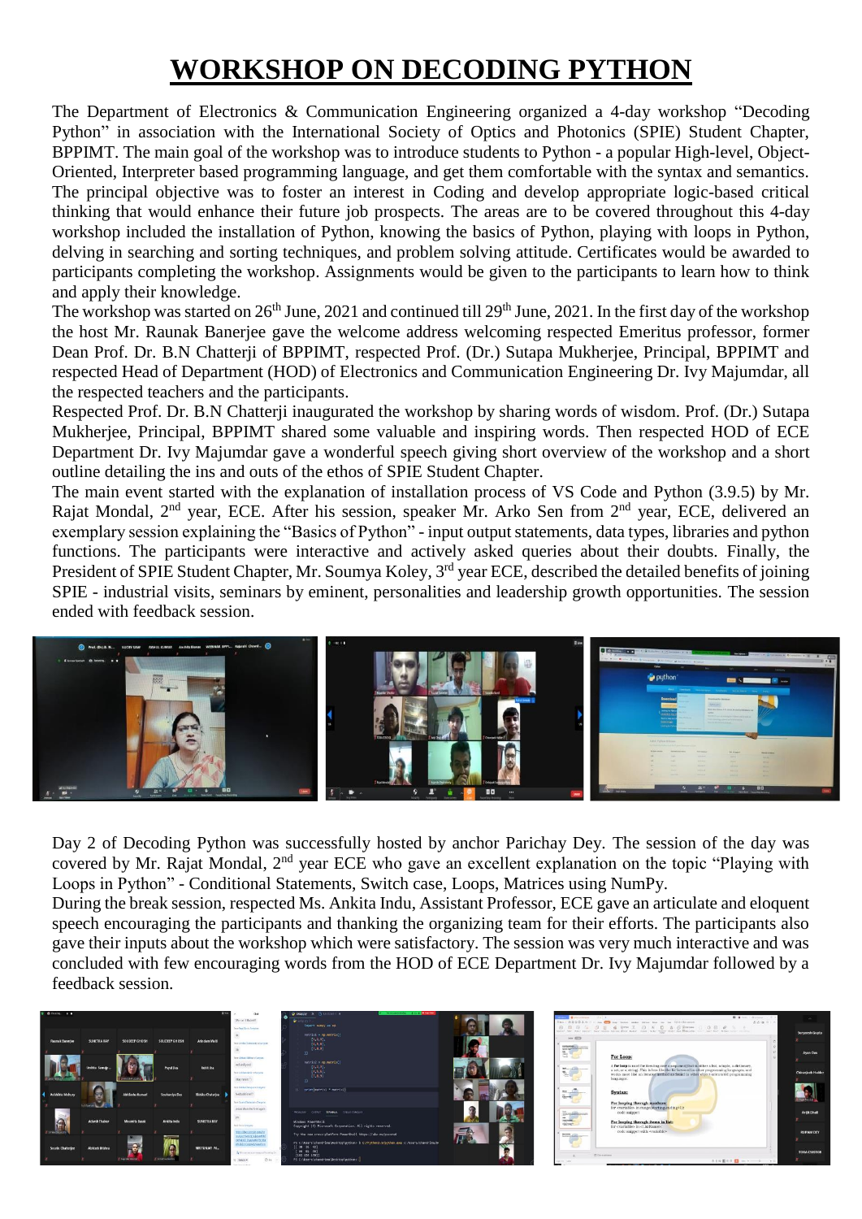# WORKSHOP ON DECODING PYTHON

The Department of Electronics & Communication Engineering organized a 4-day workshop "Decoding Python" in association with the International Society of Optics and Photonics (SPIE) Student Chapter, BPPIMT. The main goal of the workshop was to introduce students to Python - a popular High-level, Object-Oriented, Interpreter based programming language, and get them comfortable with the syntax and semantics. The principal objective was to foster an interest in Coding and develop appropriate logic-based critical thinking that would enhance their future job prospects. The areas are to be covered throughout this 4-day workshop included the installation of Python, knowing the basics of Python, playing with loops in Python, delving in searching and sorting techniques, and problem solving attitude. Certificates would be awarded to participants completing the workshop. Assignments would be given to the participants to learn how to think and apply their knowledge.

The workshop was started on 26th June, 2021 and continued till 29th June, 2021. In the first day of the workshop the host Mr. Raunak Banerjee gave the welcome address welcoming respected Emeritus professor, former Dean Prof. Dr. B.N Chatterji of BPPIMT, respected Prof. (Dr.) Sutapa Mukherjee, Principal, BPPIMT and respected Head of Department (HOD) of Electronics and Communication Engineering Dr. Ivy Majumdar, all the respected teachers and the participants.

Respected Prof. Dr. B.N Chatterji inaugurated the workshop by sharing words of wisdom. Prof. (Dr.) Sutapa Mukherjee, Principal, BPPIMT shared some valuable and inspiring words. Then respected HOD of ECE Department Dr. Ivy Majumdar gave a wonderful speech giving short overview of the workshop and a short outline detailing the ins and outs of the ethos of SPIE Student Chapter.

The main event started with the explanation of installation process of VS Code and Python (3.9.5) by Mr. Rajat Mondal, 2nd year, ECE. After his session, speaker Mr. Arko Sen from 2nd year, ECE, delivered an exemplary session explaining the "Basics of Python" - input output statements, data types, libraries and python functions. The participants were interactive and actively asked queries about their doubts. Finally, the President of SPIE Student Chapter, Mr. Soumya Koley, 3rd year ECE, described the detailed benefits of joining SPIE - industrial visits, seminars by eminent, personalities and leadership growth opportunities. The session ended with feedback session.

Day 2 of Decoding Python was successfully hosted by anchor Parichay Dey. The session of the day was covered by Mr. Rajat Mondal, 2nd year ECE who gave an excellent explanation on the topic "Playing with Loops in Python" - Conditional Statements, Switch case, Loops, Matrices using NumPy.

During the break session, respected Ms. Ankita Indu, Assistant Professor, ECE gave an articulate and eloquent speech encouraging the participants and thanking the organizing team for their efforts. The participants also gave their inputs about the workshop which were satisfactory. The session was very much interactive and was concluded with few encouraging words from the HOD of ECE Department Dr. Ivy Majumdar followed by a feedback session.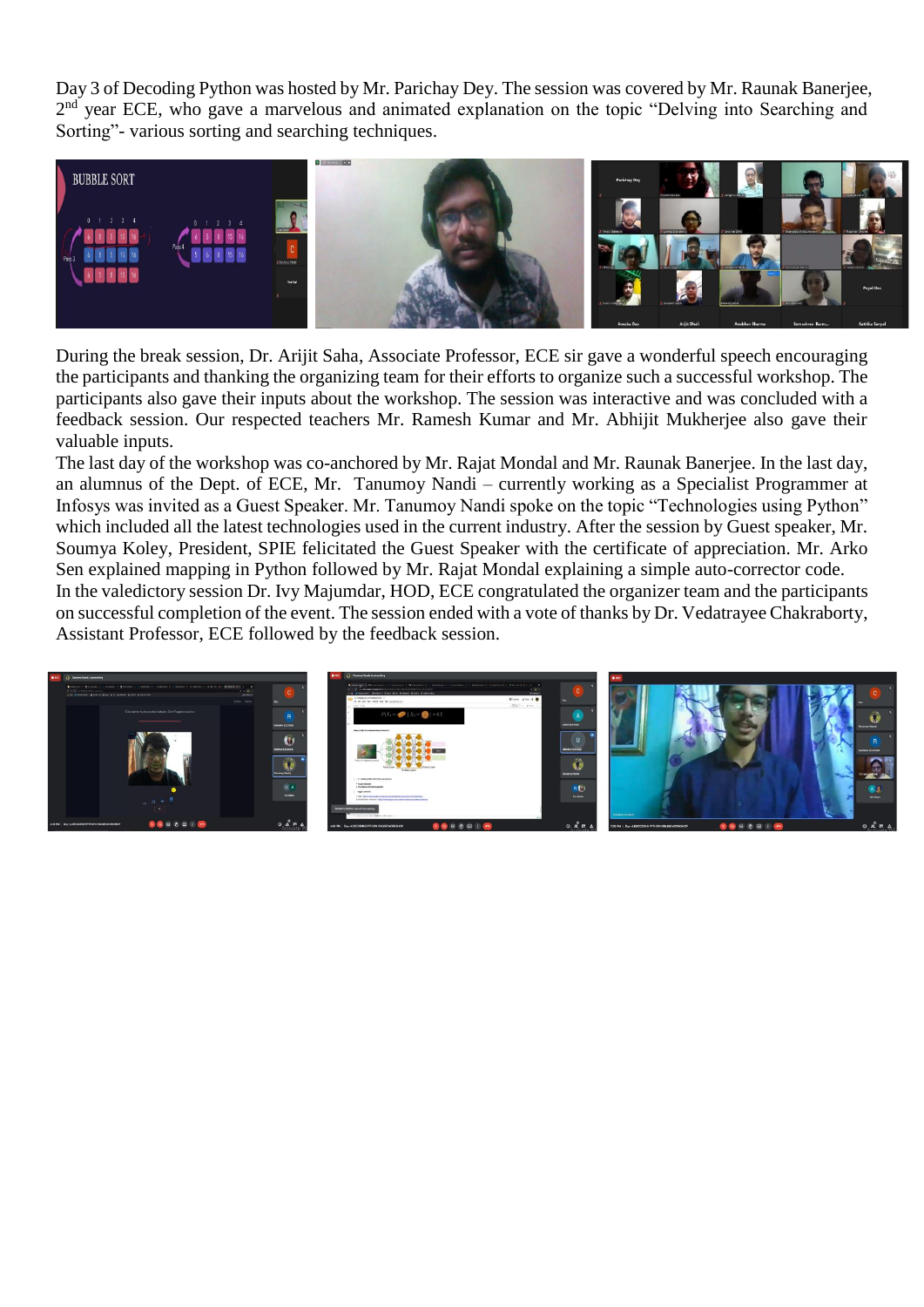Day 3 of Decoding Python was hosted by Mr. Parichay Dey. The session was covered by Mr. Raunak Banerjee, 2nd year ECE, who gave a marvelous and animated explanation on the topic “Delving into Searching and Sorting”- various sorting and searching techniques.

During the break session, Dr. Arijit Saha, Associate Professor, ECE sir gave a wonderful speech encouraging the participants and thanking the organizing team for their efforts to organize such a successful workshop. The participants also gave their inputs about the workshop. The session was interactive and was concluded with a feedback session. Our respected teachers Mr. Ramesh Kumar and Mr. Abhijit Mukherjee also gave their valuable inputs.

The last day of the workshop was co-anchored by Mr. Rajat Mondal and Mr. Raunak Banerjee. In the last day, an alumnus of the Dept. of ECE, Mr. Tanumoy Nandi – currently working as a Specialist Programmer at Infosys was invited as a Guest Speaker. Mr. Tanumoy Nandi spoke on the topic “Technologies using Python” which included all the latest technologies used in the current industry. After the session by Guest speaker, Mr. Soumya Koley, President, SPIE felicitated the Guest Speaker with the certificate of appreciation. Mr. Arko Sen explained mapping in Python followed by Mr. Rajat Mondal explaining a simple auto-corrector code.

In the valedictory session Dr. Ivy Majumdar, HOD, ECE congratulated the organizer team and the participants on successful completion of the event. The session ended with a vote of thanks by Dr. Vedatrayee Chakraborty, Assistant Professor, ECE followed by the feedback session.